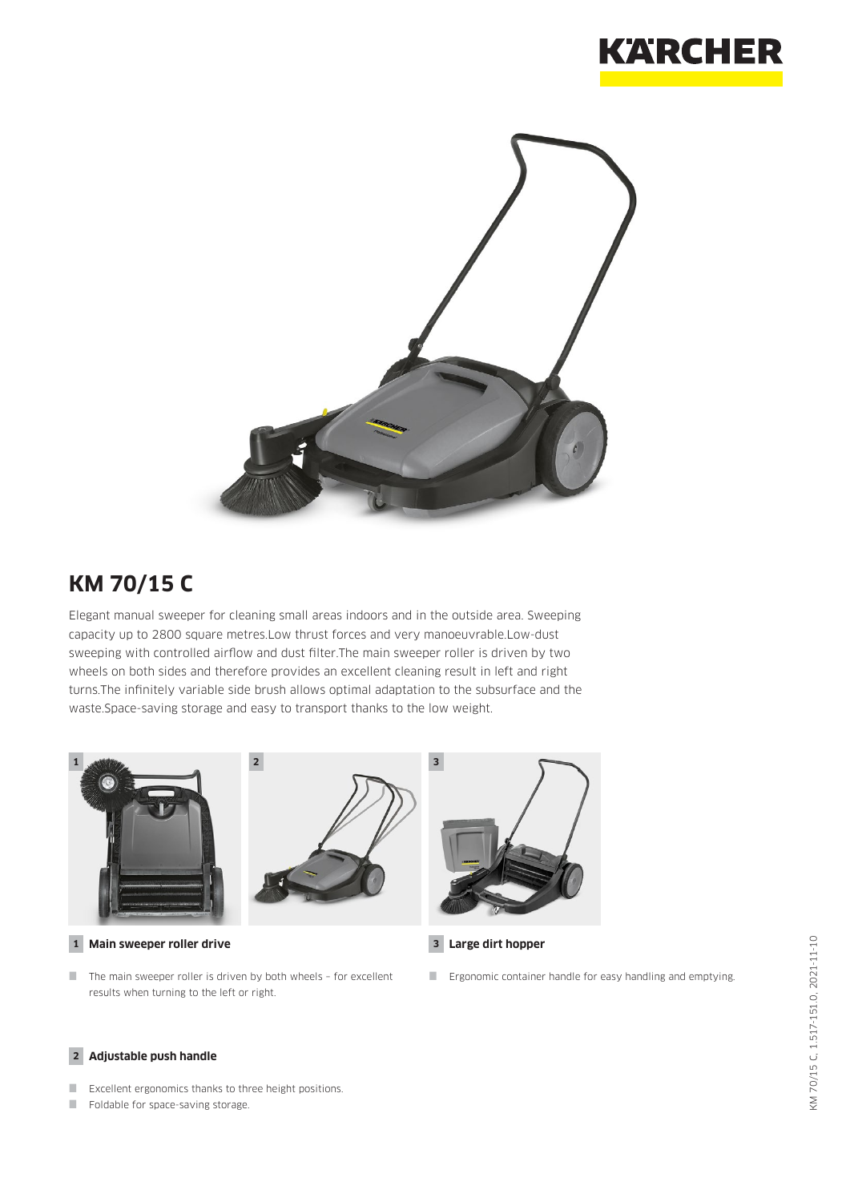## KM 70/15 C

Elegant manual sweeper for cleaning small areas indoors and in the outside area. Sweeping capacity up to 2800 square metres.Low thrust forces and very manoeuvrable.Low-dust sweeping with controlled airflow and dust filter.The main sweeper roller is driven by two wheels on both sides and therefore provides an excellent cleaning result in left and right turns.The infinitely variable side brush allows optimal adaptation to the subsurface and the waste.Space-saving storage and easy to transport thanks to the low weight.

### 1 Main sweeper roller drive

- The main sweeper roller is driven by both wheels – for excellent results when turning to the left or right.

### 2 Adjustable push handle

- Excellent ergonomics thanks to three height positions.
- Foldable for space-saving storage.

### 3 Large dirt hopper

- Ergonomic container handle for easy handling and emptying.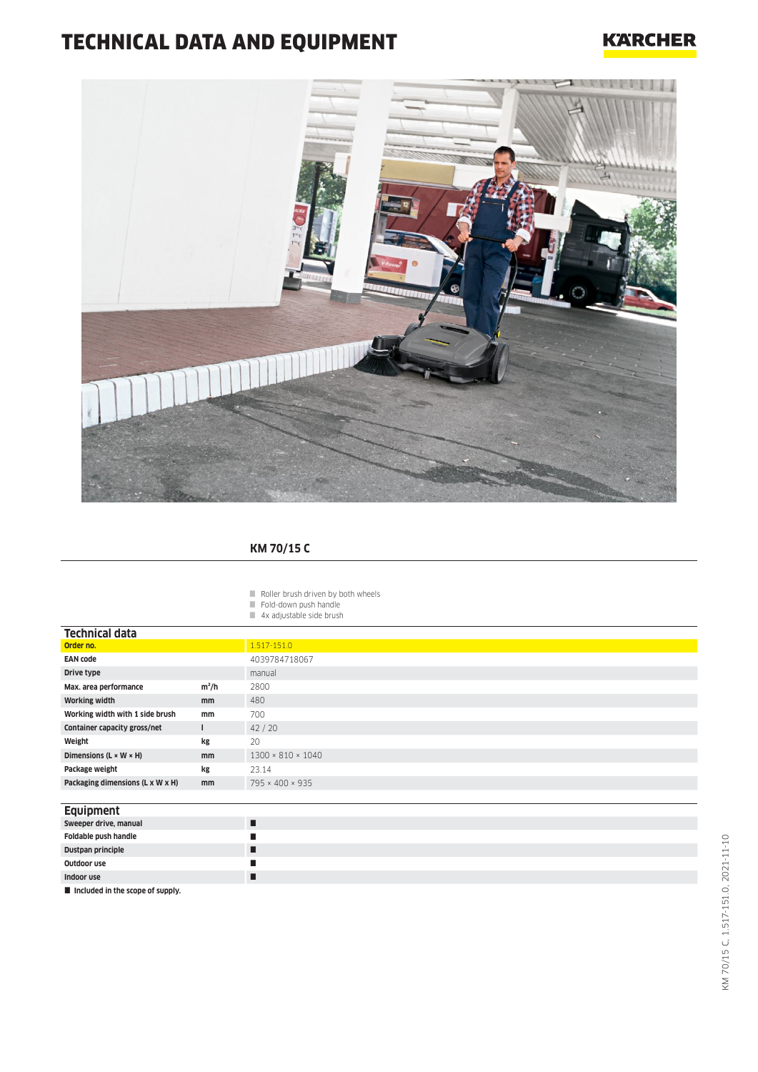# TECHNICAL DATA AND EQUIPMENT

KÄRCHER

## KM 70/15 C

- Roller brush driven by both wheels
- Fold-down push handle
- 4x adjustable side brush

### Technical data

| | | |
|---|---|---|
| **Order no.** | | 1.517-151.0 |
| **EAN code** | | 4039784718067 |
| **Drive type** | | manual |
| **Max. area performance** | **m²/h** | 2800 |
| **Working width** | **mm** | 480 |
| **Working width with 1 side brush** | **mm** | 700 |
| **Container capacity gross/net** | **l** | 42 / 20 |
| **Weight** | **kg** | 20 |
| **Dimensions (L × W × H)** | **mm** | 1300 × 810 × 1040 |
| **Package weight** | **kg** | 23.14 |
| **Packaging dimensions (L x W x H)** | **mm** | 795 × 400 × 935 |

### Equipment

| | |
|---|---|
| **Sweeper drive, manual** | ■ |
| **Foldable push handle** | ■ |
| **Dustpan principle** | ■ |
| **Outdoor use** | ■ |
| **Indoor use** | ■ |

■ **Included in the scope of supply.**

KM 70/15 C, 1.517-151.0, 2021-11-10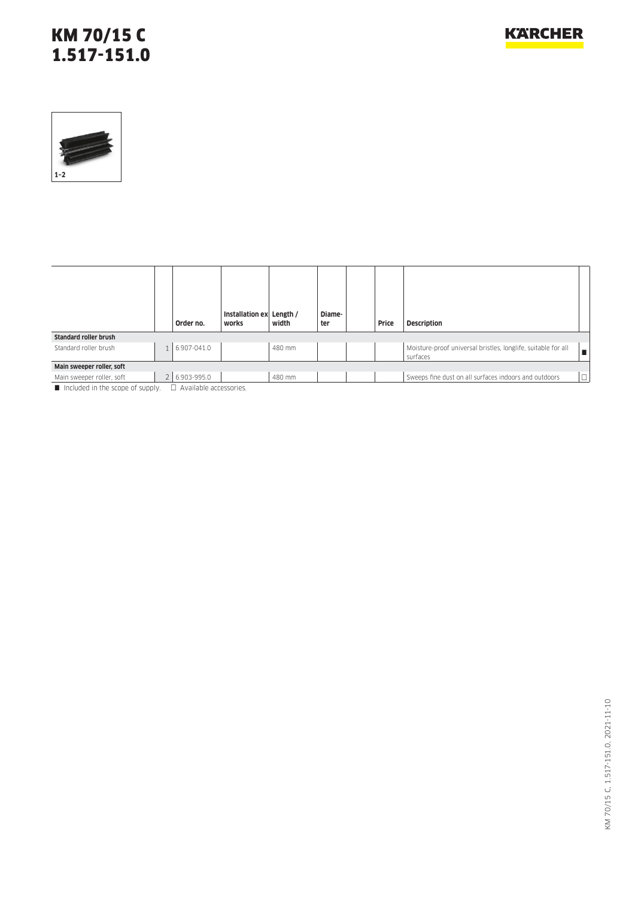# KM 70/15 C
# 1.517-151.0

1–2

| | | Order no. | Installation ex works | Length / width | Diameter | | Price | Description | |
|---|---|---|---|---|---|---|---|---|---|
| **Standard roller brush** | | | | | | | | | |
| Standard roller brush | 1 | 6.907-041.0 | | 480 mm | | | | Moisture-proof universal bristles, longlife, suitable for all surfaces | ■ |
| **Main sweeper roller, soft** | | | | | | | | | |
| Main sweeper roller, soft | 2 | 6.903-995.0 | | 480 mm | | | | Sweeps fine dust on all surfaces indoors and outdoors | □ |

■ Included in the scope of supply. □ Available accessories.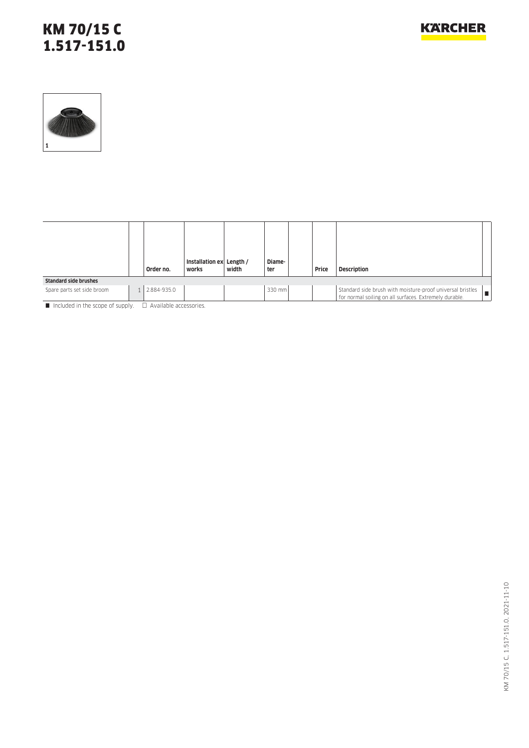# KM 70/15 C
# 1.517-151.0

1

| | | Order no. | Installation works | Length / width | Diameter | | Price | Description | |
|---|---|---|---|---|---|---|---|---|---|
| **Standard side brushes** | | | | | | | | | |
| Spare parts set side broom | 1 | 2.884-935.0 | | | 330 mm | | | Standard side brush with moisture-proof universal bristles for normal soiling on all surfaces. Extremely durable. | ■ |

■ Included in the scope of supply. □ Available accessories.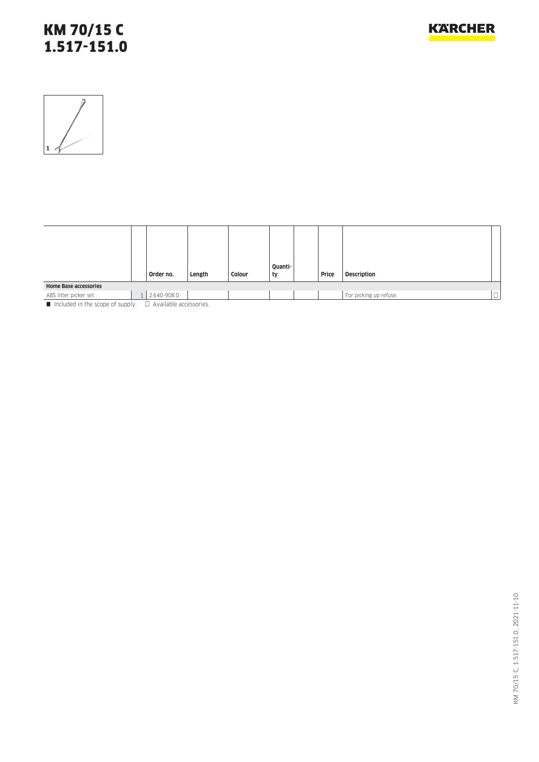# KM 70/15 C
# 1.517-151.0

|  |  | Order no. | Length | Colour | Quanti-ty |  | Price | Description |  |
|---|---|---|---|---|---|---|---|---|---|
| **Home Base accessories** |  |  |  |  |  |  |  |  |  |
| ABS litter picker set | 1 | 2.640-908.0 |  |  |  |  |  | For picking up refuse. | □ |

■ Included in the scope of supply. □ Available accessories.